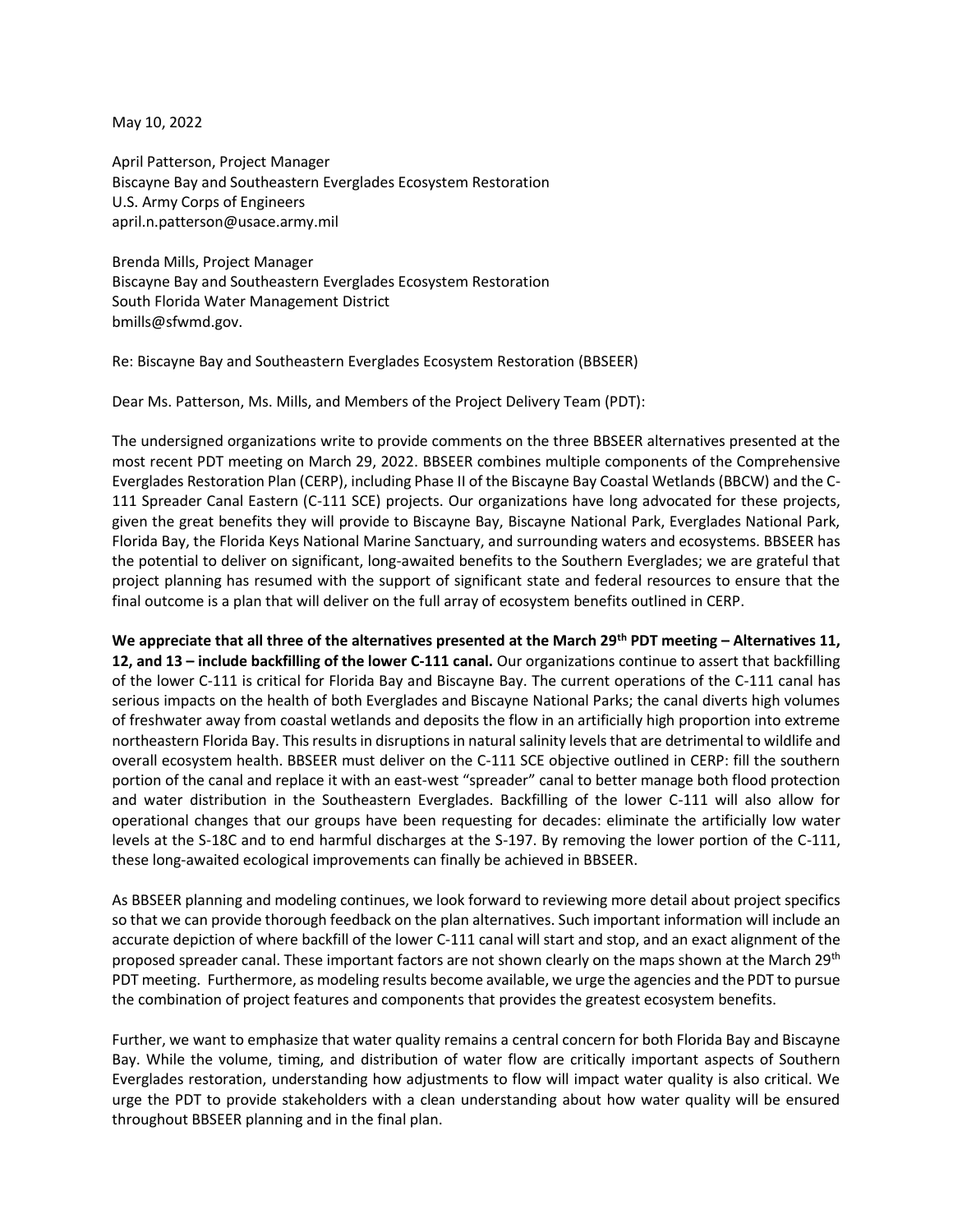May 10, 2022

April Patterson, Project Manager
Biscayne Bay and Southeastern Everglades Ecosystem Restoration
U.S. Army Corps of Engineers
april.n.patterson@usace.army.mil

Brenda Mills, Project Manager
Biscayne Bay and Southeastern Everglades Ecosystem Restoration
South Florida Water Management District
bmills@sfwmd.gov.

Re: Biscayne Bay and Southeastern Everglades Ecosystem Restoration (BBSEER)

Dear Ms. Patterson, Ms. Mills, and Members of the Project Delivery Team (PDT):

The undersigned organizations write to provide comments on the three BBSEER alternatives presented at the most recent PDT meeting on March 29, 2022. BBSEER combines multiple components of the Comprehensive Everglades Restoration Plan (CERP), including Phase II of the Biscayne Bay Coastal Wetlands (BBCW) and the C-111 Spreader Canal Eastern (C-111 SCE) projects. Our organizations have long advocated for these projects, given the great benefits they will provide to Biscayne Bay, Biscayne National Park, Everglades National Park, Florida Bay, the Florida Keys National Marine Sanctuary, and surrounding waters and ecosystems. BBSEER has the potential to deliver on significant, long-awaited benefits to the Southern Everglades; we are grateful that project planning has resumed with the support of significant state and federal resources to ensure that the final outcome is a plan that will deliver on the full array of ecosystem benefits outlined in CERP.

**We appreciate that all three of the alternatives presented at the March 29th PDT meeting – Alternatives 11, 12, and 13 – include backfilling of the lower C-111 canal.** Our organizations continue to assert that backfilling of the lower C-111 is critical for Florida Bay and Biscayne Bay. The current operations of the C-111 canal has serious impacts on the health of both Everglades and Biscayne National Parks; the canal diverts high volumes of freshwater away from coastal wetlands and deposits the flow in an artificially high proportion into extreme northeastern Florida Bay. This results in disruptions in natural salinity levels that are detrimental to wildlife and overall ecosystem health. BBSEER must deliver on the C-111 SCE objective outlined in CERP: fill the southern portion of the canal and replace it with an east-west "spreader" canal to better manage both flood protection and water distribution in the Southeastern Everglades. Backfilling of the lower C-111 will also allow for operational changes that our groups have been requesting for decades: eliminate the artificially low water levels at the S-18C and to end harmful discharges at the S-197. By removing the lower portion of the C-111, these long-awaited ecological improvements can finally be achieved in BBSEER.

As BBSEER planning and modeling continues, we look forward to reviewing more detail about project specifics so that we can provide thorough feedback on the plan alternatives. Such important information will include an accurate depiction of where backfill of the lower C-111 canal will start and stop, and an exact alignment of the proposed spreader canal. These important factors are not shown clearly on the maps shown at the March 29th PDT meeting. Furthermore, as modeling results become available, we urge the agencies and the PDT to pursue the combination of project features and components that provides the greatest ecosystem benefits.

Further, we want to emphasize that water quality remains a central concern for both Florida Bay and Biscayne Bay. While the volume, timing, and distribution of water flow are critically important aspects of Southern Everglades restoration, understanding how adjustments to flow will impact water quality is also critical. We urge the PDT to provide stakeholders with a clean understanding about how water quality will be ensured throughout BBSEER planning and in the final plan.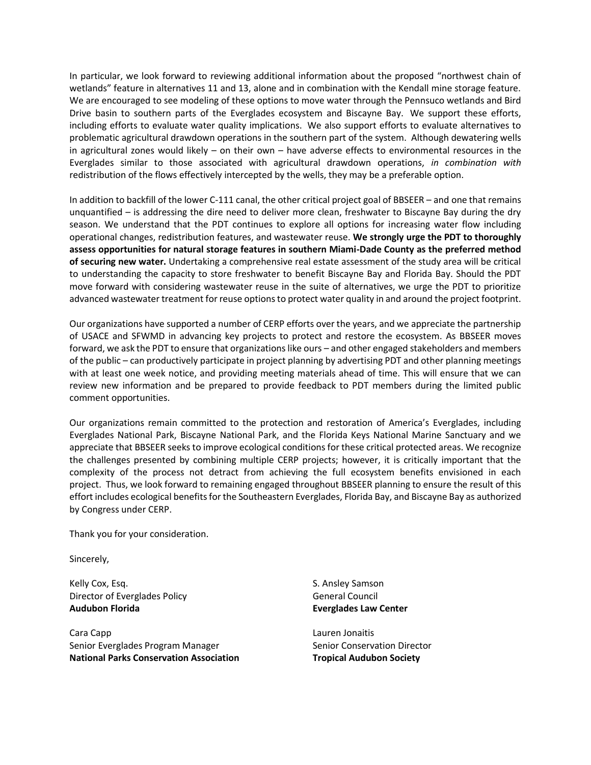In particular, we look forward to reviewing additional information about the proposed "northwest chain of wetlands" feature in alternatives 11 and 13, alone and in combination with the Kendall mine storage feature. We are encouraged to see modeling of these options to move water through the Pennsuco wetlands and Bird Drive basin to southern parts of the Everglades ecosystem and Biscayne Bay. We support these efforts, including efforts to evaluate water quality implications. We also support efforts to evaluate alternatives to problematic agricultural drawdown operations in the southern part of the system. Although dewatering wells in agricultural zones would likely – on their own – have adverse effects to environmental resources in the Everglades similar to those associated with agricultural drawdown operations, *in combination with* redistribution of the flows effectively intercepted by the wells, they may be a preferable option.

In addition to backfill of the lower C-111 canal, the other critical project goal of BBSEER – and one that remains unquantified – is addressing the dire need to deliver more clean, freshwater to Biscayne Bay during the dry season. We understand that the PDT continues to explore all options for increasing water flow including operational changes, redistribution features, and wastewater reuse. **We strongly urge the PDT to thoroughly assess opportunities for natural storage features in southern Miami-Dade County as the preferred method of securing new water.** Undertaking a comprehensive real estate assessment of the study area will be critical to understanding the capacity to store freshwater to benefit Biscayne Bay and Florida Bay. Should the PDT move forward with considering wastewater reuse in the suite of alternatives, we urge the PDT to prioritize advanced wastewater treatment for reuse options to protect water quality in and around the project footprint.

Our organizations have supported a number of CERP efforts over the years, and we appreciate the partnership of USACE and SFWMD in advancing key projects to protect and restore the ecosystem. As BBSEER moves forward, we ask the PDT to ensure that organizations like ours – and other engaged stakeholders and members of the public – can productively participate in project planning by advertising PDT and other planning meetings with at least one week notice, and providing meeting materials ahead of time. This will ensure that we can review new information and be prepared to provide feedback to PDT members during the limited public comment opportunities.

Our organizations remain committed to the protection and restoration of America's Everglades, including Everglades National Park, Biscayne National Park, and the Florida Keys National Marine Sanctuary and we appreciate that BBSEER seeks to improve ecological conditions for these critical protected areas. We recognize the challenges presented by combining multiple CERP projects; however, it is critically important that the complexity of the process not detract from achieving the full ecosystem benefits envisioned in each project. Thus, we look forward to remaining engaged throughout BBSEER planning to ensure the result of this effort includes ecological benefits for the Southeastern Everglades, Florida Bay, and Biscayne Bay as authorized by Congress under CERP.

Thank you for your consideration.

Sincerely,

Kelly Cox, Esq.
Director of Everglades Policy
**Audubon Florida**

S. Ansley Samson
General Council
**Everglades Law Center**

Cara Capp
Senior Everglades Program Manager
**National Parks Conservation Association**

Lauren Jonaitis
Senior Conservation Director
**Tropical Audubon Society**